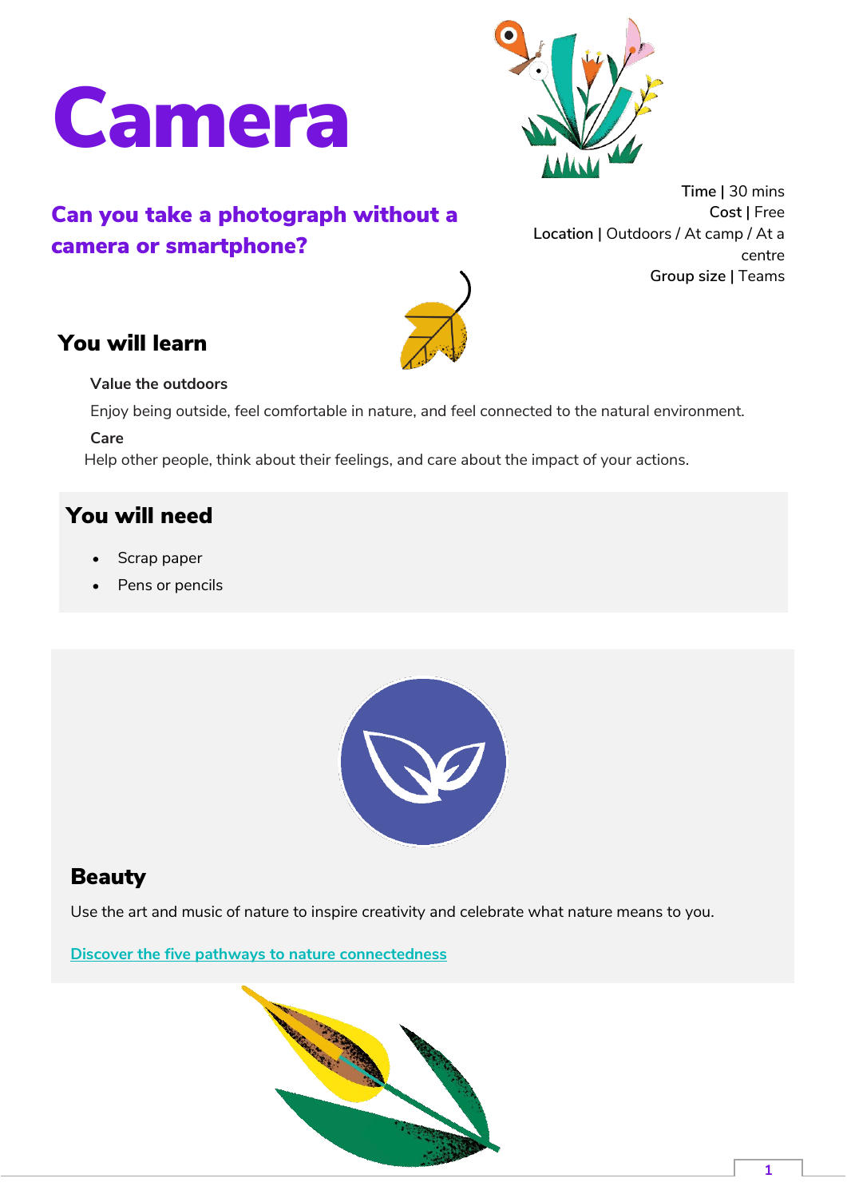# Camera

## Can you take a photograph without a camera or smartphone?

**Time |** 30 mins
**Cost |** Free
**Location |** Outdoors / At camp / At a centre
**Group size |** Teams

## You will learn

**Value the outdoors**

Enjoy being outside, feel comfortable in nature, and feel connected to the natural environment.

**Care**

Help other people, think about their feelings, and care about the impact of your actions.

## You will need

- Scrap paper
- Pens or pencils

## Beauty

Use the art and music of nature to inspire creativity and celebrate what nature means to you.

[Discover the five pathways to nature connectedness]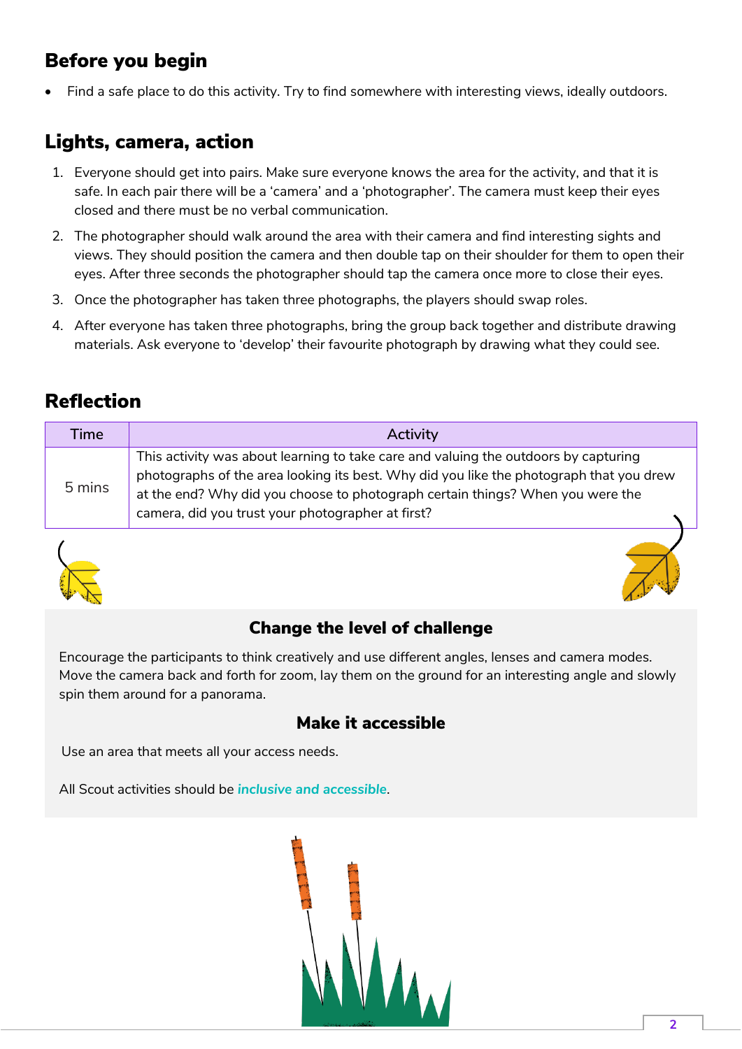## Before you begin

- Find a safe place to do this activity. Try to find somewhere with interesting views, ideally outdoors.

## Lights, camera, action

1. Everyone should get into pairs. Make sure everyone knows the area for the activity, and that it is safe. In each pair there will be a 'camera' and a 'photographer'. The camera must keep their eyes closed and there must be no verbal communication.
2. The photographer should walk around the area with their camera and find interesting sights and views. They should position the camera and then double tap on their shoulder for them to open their eyes. After three seconds the photographer should tap the camera once more to close their eyes.
3. Once the photographer has taken three photographs, the players should swap roles.
4. After everyone has taken three photographs, bring the group back together and distribute drawing materials. Ask everyone to 'develop' their favourite photograph by drawing what they could see.

## Reflection

| Time | Activity |
| --- | --- |
| 5 mins | This activity was about learning to take care and valuing the outdoors by capturing photographs of the area looking its best. Why did you like the photograph that you drew at the end? Why did you choose to photograph certain things? When you were the camera, did you trust your photographer at first? |

### Change the level of challenge

Encourage the participants to think creatively and use different angles, lenses and camera modes. Move the camera back and forth for zoom, lay them on the ground for an interesting angle and slowly spin them around for a panorama.

### Make it accessible

Use an area that meets all your access needs.

All Scout activities should be ***inclusive and accessible***.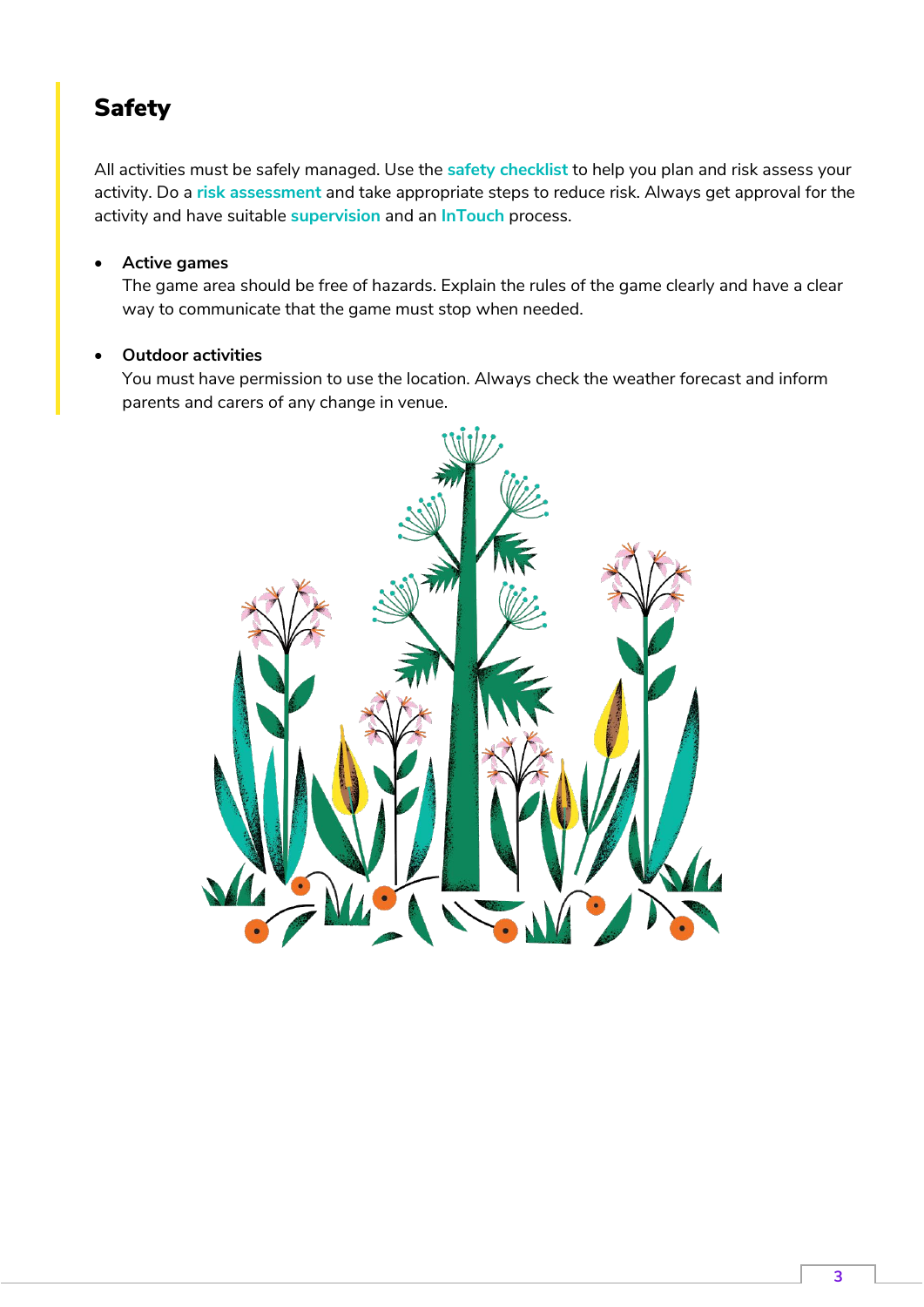## Safety

All activities must be safely managed. Use the safety checklist to help you plan and risk assess your activity. Do a risk assessment and take appropriate steps to reduce risk. Always get approval for the activity and have suitable supervision and an InTouch process.

- **Active games**
  The game area should be free of hazards. Explain the rules of the game clearly and have a clear way to communicate that the game must stop when needed.

- **Outdoor activities**
  You must have permission to use the location. Always check the weather forecast and inform parents and carers of any change in venue.